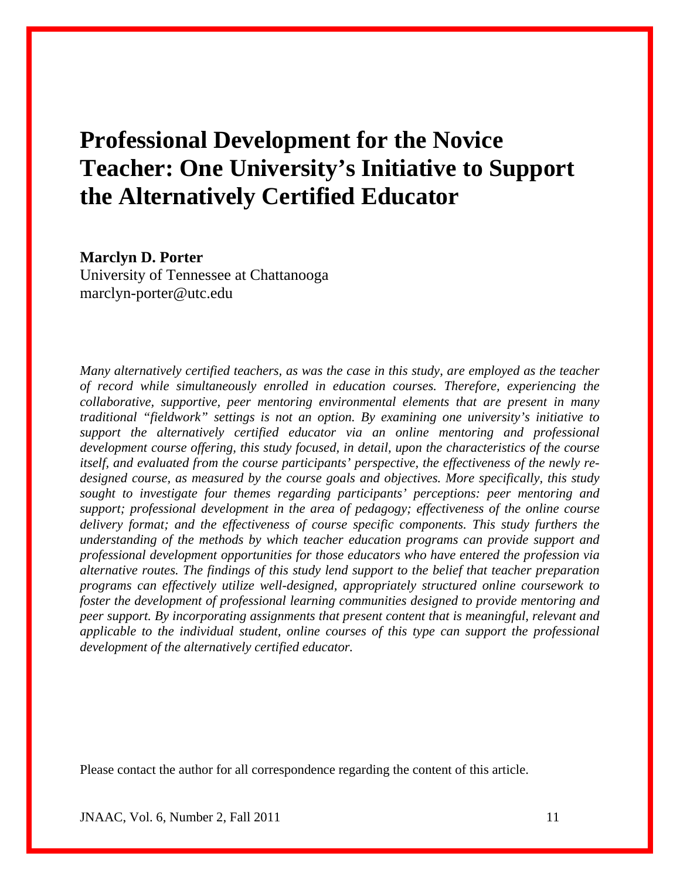# Professional Development for the Novice Teacher: One University's Initiative to Support the Alternatively Certified Educator

**Marclyn D. Porter**
University of Tennessee at Chattanooga
marclyn-porter@utc.edu

*Many alternatively certified teachers, as was the case in this study, are employed as the teacher of record while simultaneously enrolled in education courses. Therefore, experiencing the collaborative, supportive, peer mentoring environmental elements that are present in many traditional "fieldwork" settings is not an option. By examining one university's initiative to support the alternatively certified educator via an online mentoring and professional development course offering, this study focused, in detail, upon the characteristics of the course itself, and evaluated from the course participants' perspective, the effectiveness of the newly re-designed course, as measured by the course goals and objectives. More specifically, this study sought to investigate four themes regarding participants' perceptions: peer mentoring and support; professional development in the area of pedagogy; effectiveness of the online course delivery format; and the effectiveness of course specific components. This study furthers the understanding of the methods by which teacher education programs can provide support and professional development opportunities for those educators who have entered the profession via alternative routes. The findings of this study lend support to the belief that teacher preparation programs can effectively utilize well-designed, appropriately structured online coursework to foster the development of professional learning communities designed to provide mentoring and peer support. By incorporating assignments that present content that is meaningful, relevant and applicable to the individual student, online courses of this type can support the professional development of the alternatively certified educator.*

Please contact the author for all correspondence regarding the content of this article.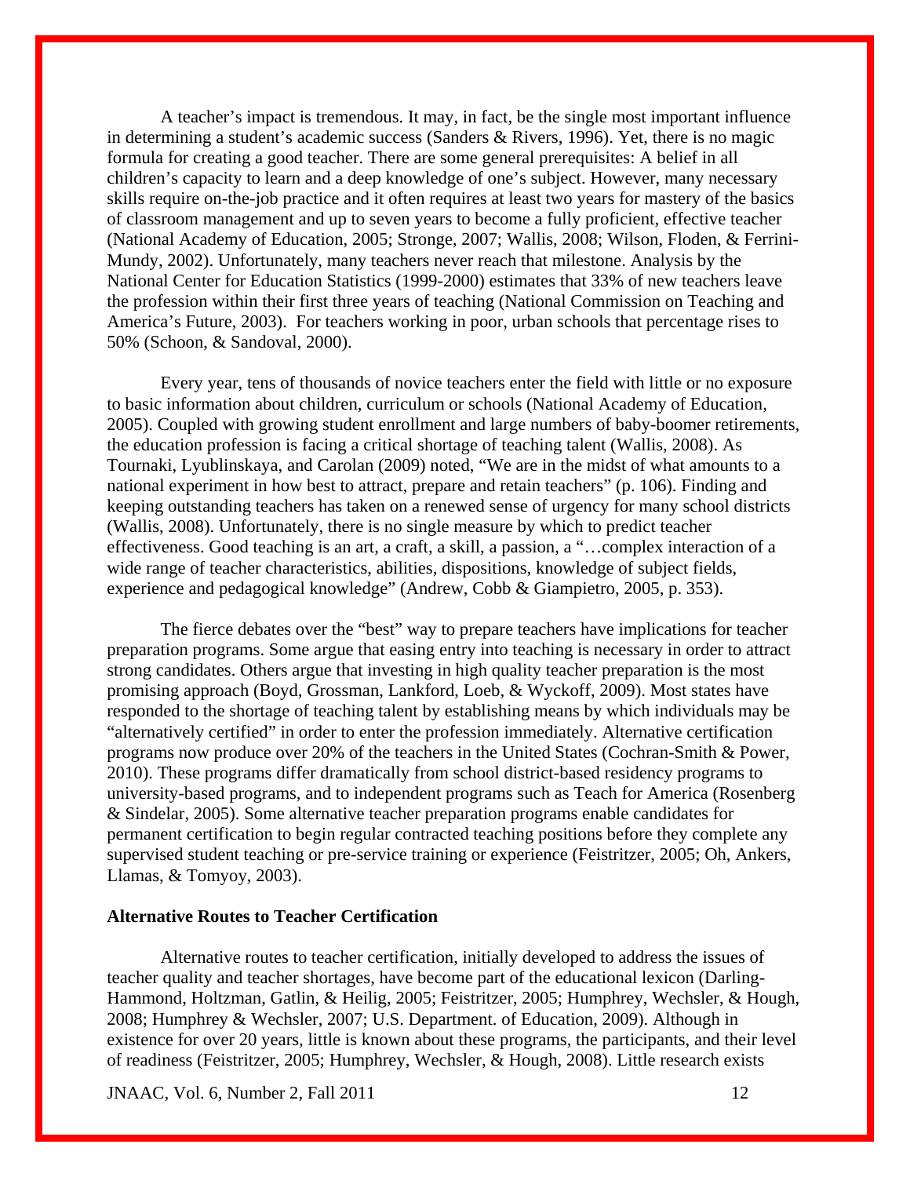A teacher's impact is tremendous. It may, in fact, be the single most important influence in determining a student's academic success (Sanders & Rivers, 1996). Yet, there is no magic formula for creating a good teacher. There are some general prerequisites: A belief in all children's capacity to learn and a deep knowledge of one's subject. However, many necessary skills require on-the-job practice and it often requires at least two years for mastery of the basics of classroom management and up to seven years to become a fully proficient, effective teacher (National Academy of Education, 2005; Stronge, 2007; Wallis, 2008; Wilson, Floden, & Ferrini-Mundy, 2002). Unfortunately, many teachers never reach that milestone. Analysis by the National Center for Education Statistics (1999-2000) estimates that 33% of new teachers leave the profession within their first three years of teaching (National Commission on Teaching and America's Future, 2003). For teachers working in poor, urban schools that percentage rises to 50% (Schoon, & Sandoval, 2000).

Every year, tens of thousands of novice teachers enter the field with little or no exposure to basic information about children, curriculum or schools (National Academy of Education, 2005). Coupled with growing student enrollment and large numbers of baby-boomer retirements, the education profession is facing a critical shortage of teaching talent (Wallis, 2008). As Tournaki, Lyublinskaya, and Carolan (2009) noted, "We are in the midst of what amounts to a national experiment in how best to attract, prepare and retain teachers" (p. 106). Finding and keeping outstanding teachers has taken on a renewed sense of urgency for many school districts (Wallis, 2008). Unfortunately, there is no single measure by which to predict teacher effectiveness. Good teaching is an art, a craft, a skill, a passion, a "…complex interaction of a wide range of teacher characteristics, abilities, dispositions, knowledge of subject fields, experience and pedagogical knowledge" (Andrew, Cobb & Giampietro, 2005, p. 353).

The fierce debates over the "best" way to prepare teachers have implications for teacher preparation programs. Some argue that easing entry into teaching is necessary in order to attract strong candidates. Others argue that investing in high quality teacher preparation is the most promising approach (Boyd, Grossman, Lankford, Loeb, & Wyckoff, 2009). Most states have responded to the shortage of teaching talent by establishing means by which individuals may be "alternatively certified" in order to enter the profession immediately. Alternative certification programs now produce over 20% of the teachers in the United States (Cochran-Smith & Power, 2010). These programs differ dramatically from school district-based residency programs to university-based programs, and to independent programs such as Teach for America (Rosenberg & Sindelar, 2005). Some alternative teacher preparation programs enable candidates for permanent certification to begin regular contracted teaching positions before they complete any supervised student teaching or pre-service training or experience (Feistritzer, 2005; Oh, Ankers, Llamas, & Tomyoy, 2003).

**Alternative Routes to Teacher Certification**

Alternative routes to teacher certification, initially developed to address the issues of teacher quality and teacher shortages, have become part of the educational lexicon (Darling-Hammond, Holtzman, Gatlin, & Heilig, 2005; Feistritzer, 2005; Humphrey, Wechsler, & Hough, 2008; Humphrey & Wechsler, 2007; U.S. Department. of Education, 2009). Although in existence for over 20 years, little is known about these programs, the participants, and their level of readiness (Feistritzer, 2005; Humphrey, Wechsler, & Hough, 2008). Little research exists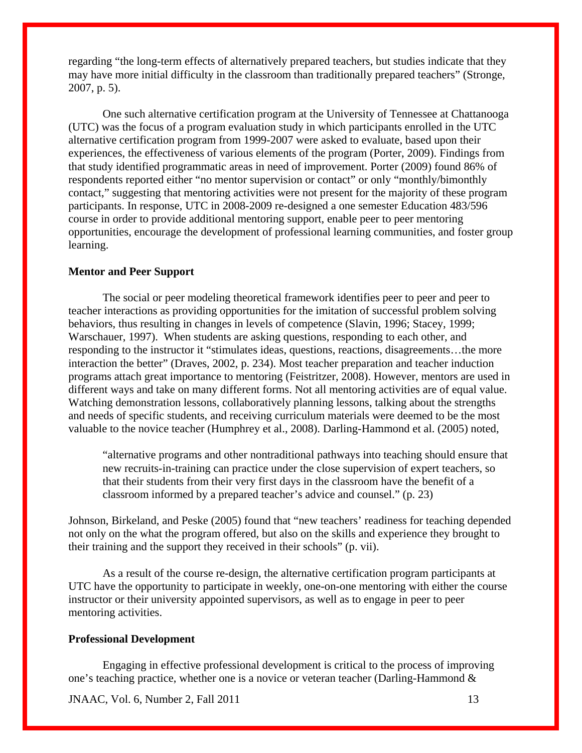regarding "the long-term effects of alternatively prepared teachers, but studies indicate that they may have more initial difficulty in the classroom than traditionally prepared teachers" (Stronge, 2007, p. 5).

One such alternative certification program at the University of Tennessee at Chattanooga (UTC) was the focus of a program evaluation study in which participants enrolled in the UTC alternative certification program from 1999-2007 were asked to evaluate, based upon their experiences, the effectiveness of various elements of the program (Porter, 2009). Findings from that study identified programmatic areas in need of improvement. Porter (2009) found 86% of respondents reported either "no mentor supervision or contact" or only "monthly/bimonthly contact," suggesting that mentoring activities were not present for the majority of these program participants. In response, UTC in 2008-2009 re-designed a one semester Education 483/596 course in order to provide additional mentoring support, enable peer to peer mentoring opportunities, encourage the development of professional learning communities, and foster group learning.

### Mentor and Peer Support

The social or peer modeling theoretical framework identifies peer to peer and peer to teacher interactions as providing opportunities for the imitation of successful problem solving behaviors, thus resulting in changes in levels of competence (Slavin, 1996; Stacey, 1999; Warschauer, 1997). When students are asking questions, responding to each other, and responding to the instructor it "stimulates ideas, questions, reactions, disagreements…the more interaction the better" (Draves, 2002, p. 234). Most teacher preparation and teacher induction programs attach great importance to mentoring (Feistritzer, 2008). However, mentors are used in different ways and take on many different forms. Not all mentoring activities are of equal value. Watching demonstration lessons, collaboratively planning lessons, talking about the strengths and needs of specific students, and receiving curriculum materials were deemed to be the most valuable to the novice teacher (Humphrey et al., 2008). Darling-Hammond et al. (2005) noted,

> "alternative programs and other nontraditional pathways into teaching should ensure that new recruits-in-training can practice under the close supervision of expert teachers, so that their students from their very first days in the classroom have the benefit of a classroom informed by a prepared teacher's advice and counsel." (p. 23)

Johnson, Birkeland, and Peske (2005) found that "new teachers' readiness for teaching depended not only on the what the program offered, but also on the skills and experience they brought to their training and the support they received in their schools" (p. vii).

As a result of the course re-design, the alternative certification program participants at UTC have the opportunity to participate in weekly, one-on-one mentoring with either the course instructor or their university appointed supervisors, as well as to engage in peer to peer mentoring activities.

### Professional Development

Engaging in effective professional development is critical to the process of improving one's teaching practice, whether one is a novice or veteran teacher (Darling-Hammond &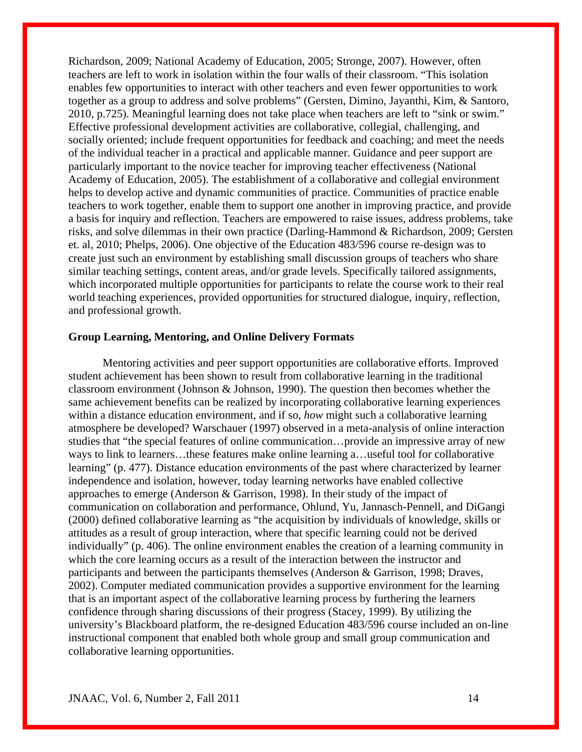Richardson, 2009; National Academy of Education, 2005; Stronge, 2007). However, often teachers are left to work in isolation within the four walls of their classroom. "This isolation enables few opportunities to interact with other teachers and even fewer opportunities to work together as a group to address and solve problems" (Gersten, Dimino, Jayanthi, Kim, & Santoro, 2010, p.725). Meaningful learning does not take place when teachers are left to "sink or swim." Effective professional development activities are collaborative, collegial, challenging, and socially oriented; include frequent opportunities for feedback and coaching; and meet the needs of the individual teacher in a practical and applicable manner. Guidance and peer support are particularly important to the novice teacher for improving teacher effectiveness (National Academy of Education, 2005). The establishment of a collaborative and collegial environment helps to develop active and dynamic communities of practice. Communities of practice enable teachers to work together, enable them to support one another in improving practice, and provide a basis for inquiry and reflection. Teachers are empowered to raise issues, address problems, take risks, and solve dilemmas in their own practice (Darling-Hammond & Richardson, 2009; Gersten et. al, 2010; Phelps, 2006). One objective of the Education 483/596 course re-design was to create just such an environment by establishing small discussion groups of teachers who share similar teaching settings, content areas, and/or grade levels. Specifically tailored assignments, which incorporated multiple opportunities for participants to relate the course work to their real world teaching experiences, provided opportunities for structured dialogue, inquiry, reflection, and professional growth.

**Group Learning, Mentoring, and Online Delivery Formats**

Mentoring activities and peer support opportunities are collaborative efforts. Improved student achievement has been shown to result from collaborative learning in the traditional classroom environment (Johnson & Johnson, 1990). The question then becomes whether the same achievement benefits can be realized by incorporating collaborative learning experiences within a distance education environment, and if so, *how* might such a collaborative learning atmosphere be developed? Warschauer (1997) observed in a meta-analysis of online interaction studies that "the special features of online communication…provide an impressive array of new ways to link to learners…these features make online learning a…useful tool for collaborative learning" (p. 477). Distance education environments of the past where characterized by learner independence and isolation, however, today learning networks have enabled collective approaches to emerge (Anderson & Garrison, 1998). In their study of the impact of communication on collaboration and performance, Ohlund, Yu, Jannasch-Pennell, and DiGangi (2000) defined collaborative learning as "the acquisition by individuals of knowledge, skills or attitudes as a result of group interaction, where that specific learning could not be derived individually" (p. 406). The online environment enables the creation of a learning community in which the core learning occurs as a result of the interaction between the instructor and participants and between the participants themselves (Anderson & Garrison, 1998; Draves, 2002). Computer mediated communication provides a supportive environment for the learning that is an important aspect of the collaborative learning process by furthering the learners confidence through sharing discussions of their progress (Stacey, 1999). By utilizing the university's Blackboard platform, the re-designed Education 483/596 course included an on-line instructional component that enabled both whole group and small group communication and collaborative learning opportunities.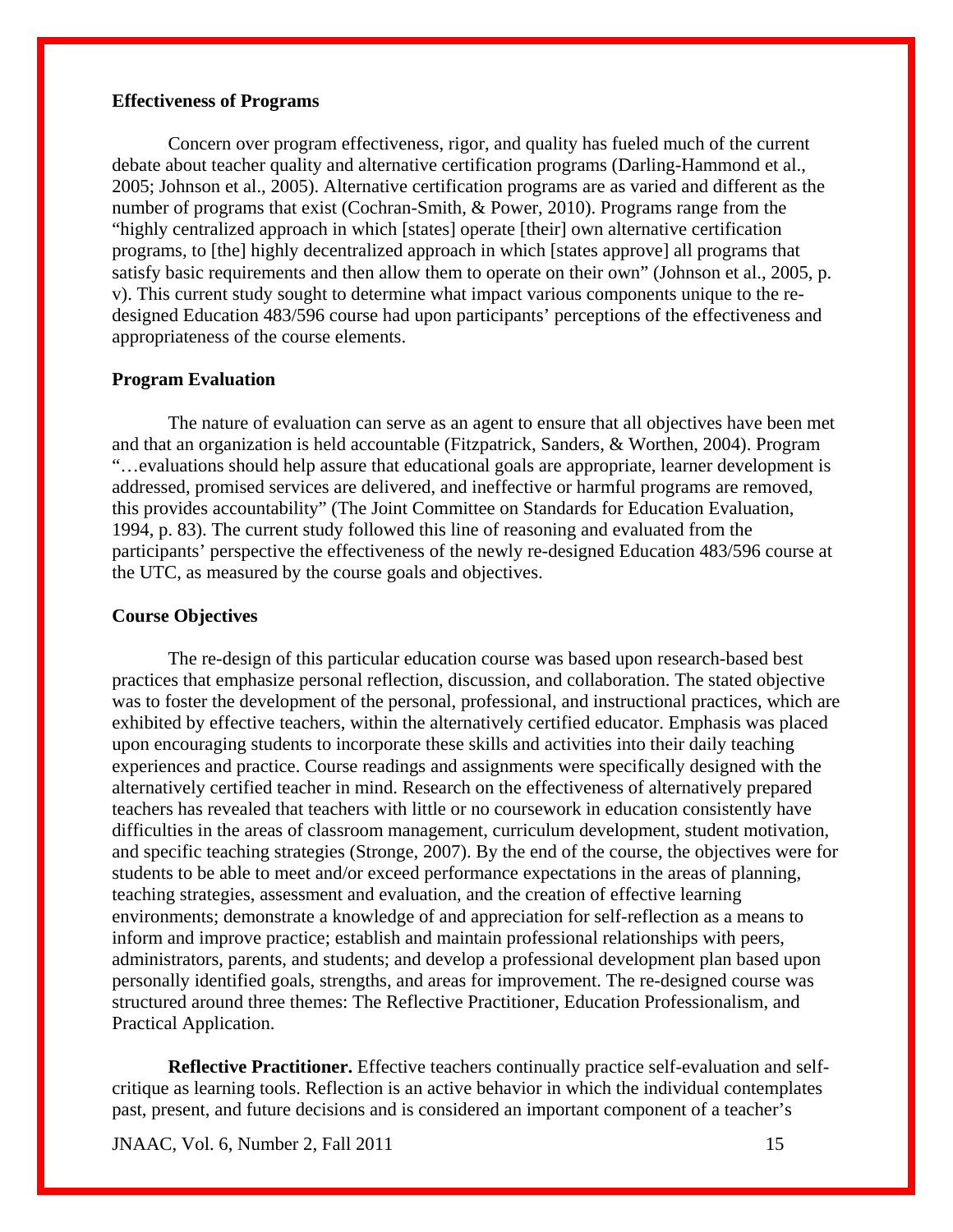### Effectiveness of Programs

Concern over program effectiveness, rigor, and quality has fueled much of the current debate about teacher quality and alternative certification programs (Darling-Hammond et al., 2005; Johnson et al., 2005). Alternative certification programs are as varied and different as the number of programs that exist (Cochran-Smith, & Power, 2010). Programs range from the "highly centralized approach in which [states] operate [their] own alternative certification programs, to [the] highly decentralized approach in which [states approve] all programs that satisfy basic requirements and then allow them to operate on their own" (Johnson et al., 2005, p. v). This current study sought to determine what impact various components unique to the re-designed Education 483/596 course had upon participants' perceptions of the effectiveness and appropriateness of the course elements.

### Program Evaluation

The nature of evaluation can serve as an agent to ensure that all objectives have been met and that an organization is held accountable (Fitzpatrick, Sanders, & Worthen, 2004). Program "…evaluations should help assure that educational goals are appropriate, learner development is addressed, promised services are delivered, and ineffective or harmful programs are removed, this provides accountability" (The Joint Committee on Standards for Education Evaluation, 1994, p. 83). The current study followed this line of reasoning and evaluated from the participants' perspective the effectiveness of the newly re-designed Education 483/596 course at the UTC, as measured by the course goals and objectives.

### Course Objectives

The re-design of this particular education course was based upon research-based best practices that emphasize personal reflection, discussion, and collaboration. The stated objective was to foster the development of the personal, professional, and instructional practices, which are exhibited by effective teachers, within the alternatively certified educator. Emphasis was placed upon encouraging students to incorporate these skills and activities into their daily teaching experiences and practice. Course readings and assignments were specifically designed with the alternatively certified teacher in mind. Research on the effectiveness of alternatively prepared teachers has revealed that teachers with little or no coursework in education consistently have difficulties in the areas of classroom management, curriculum development, student motivation, and specific teaching strategies (Stronge, 2007). By the end of the course, the objectives were for students to be able to meet and/or exceed performance expectations in the areas of planning, teaching strategies, assessment and evaluation, and the creation of effective learning environments; demonstrate a knowledge of and appreciation for self-reflection as a means to inform and improve practice; establish and maintain professional relationships with peers, administrators, parents, and students; and develop a professional development plan based upon personally identified goals, strengths, and areas for improvement. The re-designed course was structured around three themes: The Reflective Practitioner, Education Professionalism, and Practical Application.

**Reflective Practitioner.** Effective teachers continually practice self-evaluation and self-critique as learning tools. Reflection is an active behavior in which the individual contemplates past, present, and future decisions and is considered an important component of a teacher's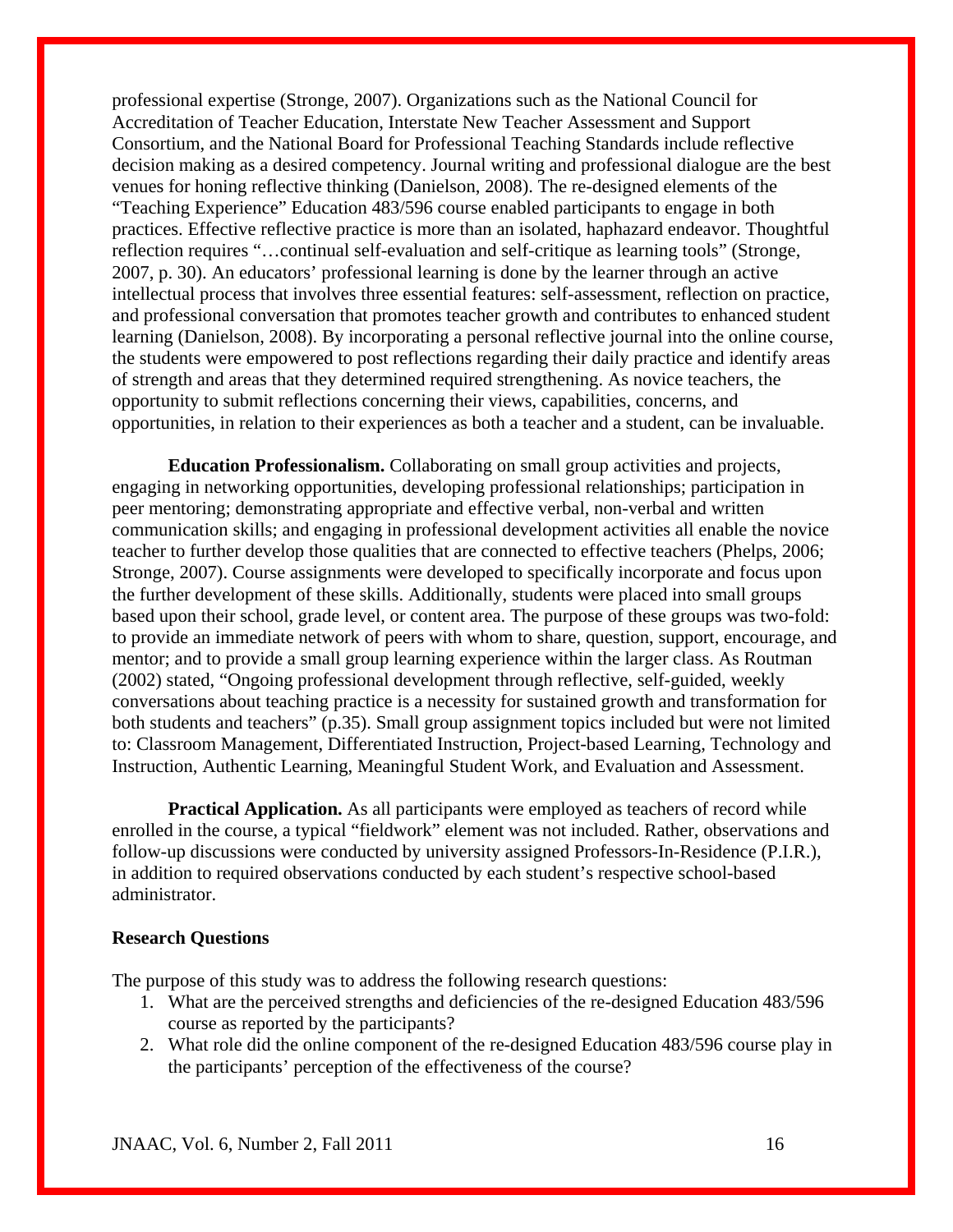professional expertise (Stronge, 2007). Organizations such as the National Council for Accreditation of Teacher Education, Interstate New Teacher Assessment and Support Consortium, and the National Board for Professional Teaching Standards include reflective decision making as a desired competency. Journal writing and professional dialogue are the best venues for honing reflective thinking (Danielson, 2008). The re-designed elements of the "Teaching Experience" Education 483/596 course enabled participants to engage in both practices. Effective reflective practice is more than an isolated, haphazard endeavor. Thoughtful reflection requires "…continual self-evaluation and self-critique as learning tools" (Stronge, 2007, p. 30). An educators' professional learning is done by the learner through an active intellectual process that involves three essential features: self-assessment, reflection on practice, and professional conversation that promotes teacher growth and contributes to enhanced student learning (Danielson, 2008). By incorporating a personal reflective journal into the online course, the students were empowered to post reflections regarding their daily practice and identify areas of strength and areas that they determined required strengthening. As novice teachers, the opportunity to submit reflections concerning their views, capabilities, concerns, and opportunities, in relation to their experiences as both a teacher and a student, can be invaluable.

**Education Professionalism.** Collaborating on small group activities and projects, engaging in networking opportunities, developing professional relationships; participation in peer mentoring; demonstrating appropriate and effective verbal, non-verbal and written communication skills; and engaging in professional development activities all enable the novice teacher to further develop those qualities that are connected to effective teachers (Phelps, 2006; Stronge, 2007). Course assignments were developed to specifically incorporate and focus upon the further development of these skills. Additionally, students were placed into small groups based upon their school, grade level, or content area. The purpose of these groups was two-fold: to provide an immediate network of peers with whom to share, question, support, encourage, and mentor; and to provide a small group learning experience within the larger class. As Routman (2002) stated, "Ongoing professional development through reflective, self-guided, weekly conversations about teaching practice is a necessity for sustained growth and transformation for both students and teachers" (p.35). Small group assignment topics included but were not limited to: Classroom Management, Differentiated Instruction, Project-based Learning, Technology and Instruction, Authentic Learning, Meaningful Student Work, and Evaluation and Assessment.

**Practical Application.** As all participants were employed as teachers of record while enrolled in the course, a typical "fieldwork" element was not included. Rather, observations and follow-up discussions were conducted by university assigned Professors-In-Residence (P.I.R.), in addition to required observations conducted by each student's respective school-based administrator.

## Research Questions

The purpose of this study was to address the following research questions:

1. What are the perceived strengths and deficiencies of the re-designed Education 483/596 course as reported by the participants?
2. What role did the online component of the re-designed Education 483/596 course play in the participants' perception of the effectiveness of the course?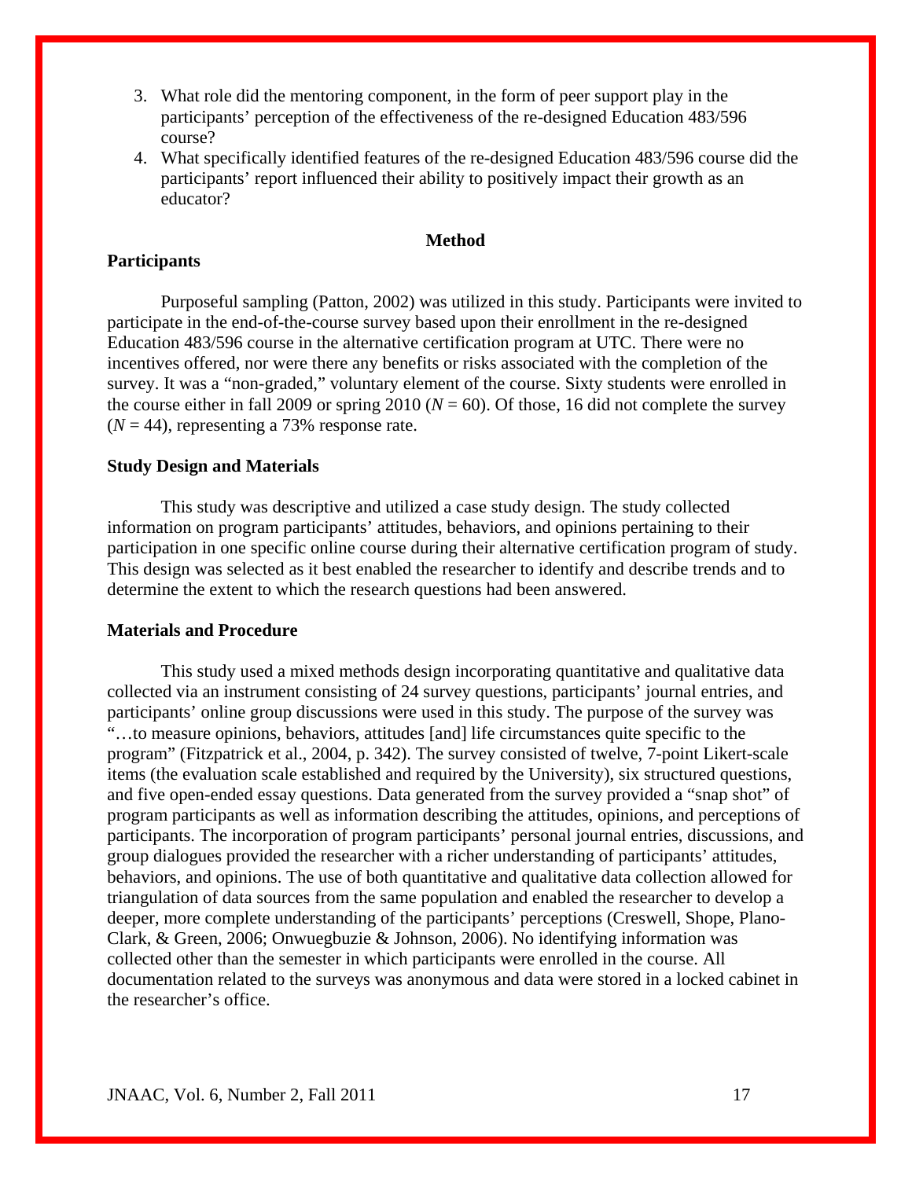3. What role did the mentoring component, in the form of peer support play in the participants' perception of the effectiveness of the re-designed Education 483/596 course?
4. What specifically identified features of the re-designed Education 483/596 course did the participants' report influenced their ability to positively impact their growth as an educator?

## Method

### Participants

Purposeful sampling (Patton, 2002) was utilized in this study. Participants were invited to participate in the end-of-the-course survey based upon their enrollment in the re-designed Education 483/596 course in the alternative certification program at UTC. There were no incentives offered, nor were there any benefits or risks associated with the completion of the survey. It was a "non-graded," voluntary element of the course. Sixty students were enrolled in the course either in fall 2009 or spring 2010 ($N = 60$). Of those, 16 did not complete the survey ($N = 44$), representing a 73% response rate.

### Study Design and Materials

This study was descriptive and utilized a case study design. The study collected information on program participants' attitudes, behaviors, and opinions pertaining to their participation in one specific online course during their alternative certification program of study. This design was selected as it best enabled the researcher to identify and describe trends and to determine the extent to which the research questions had been answered.

### Materials and Procedure

This study used a mixed methods design incorporating quantitative and qualitative data collected via an instrument consisting of 24 survey questions, participants' journal entries, and participants' online group discussions were used in this study. The purpose of the survey was "…to measure opinions, behaviors, attitudes [and] life circumstances quite specific to the program" (Fitzpatrick et al., 2004, p. 342). The survey consisted of twelve, 7-point Likert-scale items (the evaluation scale established and required by the University), six structured questions, and five open-ended essay questions. Data generated from the survey provided a "snap shot" of program participants as well as information describing the attitudes, opinions, and perceptions of participants. The incorporation of program participants' personal journal entries, discussions, and group dialogues provided the researcher with a richer understanding of participants' attitudes, behaviors, and opinions. The use of both quantitative and qualitative data collection allowed for triangulation of data sources from the same population and enabled the researcher to develop a deeper, more complete understanding of the participants' perceptions (Creswell, Shope, Plano-Clark, & Green, 2006; Onwuegbuzie & Johnson, 2006). No identifying information was collected other than the semester in which participants were enrolled in the course. All documentation related to the surveys was anonymous and data were stored in a locked cabinet in the researcher's office.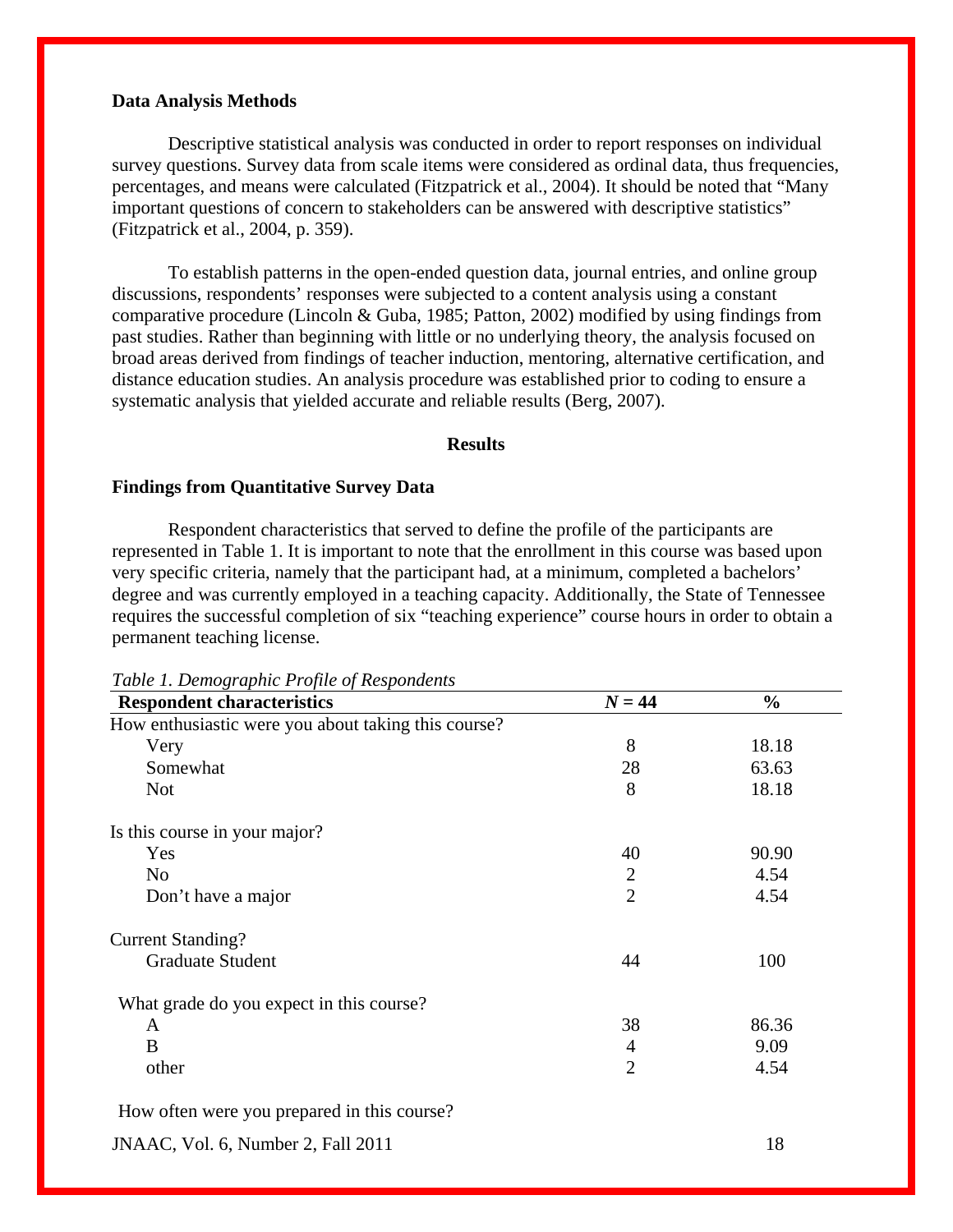### Data Analysis Methods

Descriptive statistical analysis was conducted in order to report responses on individual survey questions. Survey data from scale items were considered as ordinal data, thus frequencies, percentages, and means were calculated (Fitzpatrick et al., 2004). It should be noted that "Many important questions of concern to stakeholders can be answered with descriptive statistics" (Fitzpatrick et al., 2004, p. 359).

To establish patterns in the open-ended question data, journal entries, and online group discussions, respondents' responses were subjected to a content analysis using a constant comparative procedure (Lincoln & Guba, 1985; Patton, 2002) modified by using findings from past studies. Rather than beginning with little or no underlying theory, the analysis focused on broad areas derived from findings of teacher induction, mentoring, alternative certification, and distance education studies. An analysis procedure was established prior to coding to ensure a systematic analysis that yielded accurate and reliable results (Berg, 2007).

## Results

### Findings from Quantitative Survey Data

Respondent characteristics that served to define the profile of the participants are represented in Table 1. It is important to note that the enrollment in this course was based upon very specific criteria, namely that the participant had, at a minimum, completed a bachelors' degree and was currently employed in a teaching capacity. Additionally, the State of Tennessee requires the successful completion of six "teaching experience" course hours in order to obtain a permanent teaching license.

*Table 1. Demographic Profile of Respondents*

| **Respondent characteristics** | ***N* = 44** | **%** |
|---|---|---|
| How enthusiastic were you about taking this course? | | |
| Very | 8 | 18.18 |
| Somewhat | 28 | 63.63 |
| Not | 8 | 18.18 |
| Is this course in your major? | | |
| Yes | 40 | 90.90 |
| No | 2 | 4.54 |
| Don't have a major | 2 | 4.54 |
| Current Standing? | | |
| Graduate Student | 44 | 100 |
| What grade do you expect in this course? | | |
| A | 38 | 86.36 |
| B | 4 | 9.09 |
| other | 2 | 4.54 |
| How often were you prepared in this course? | | |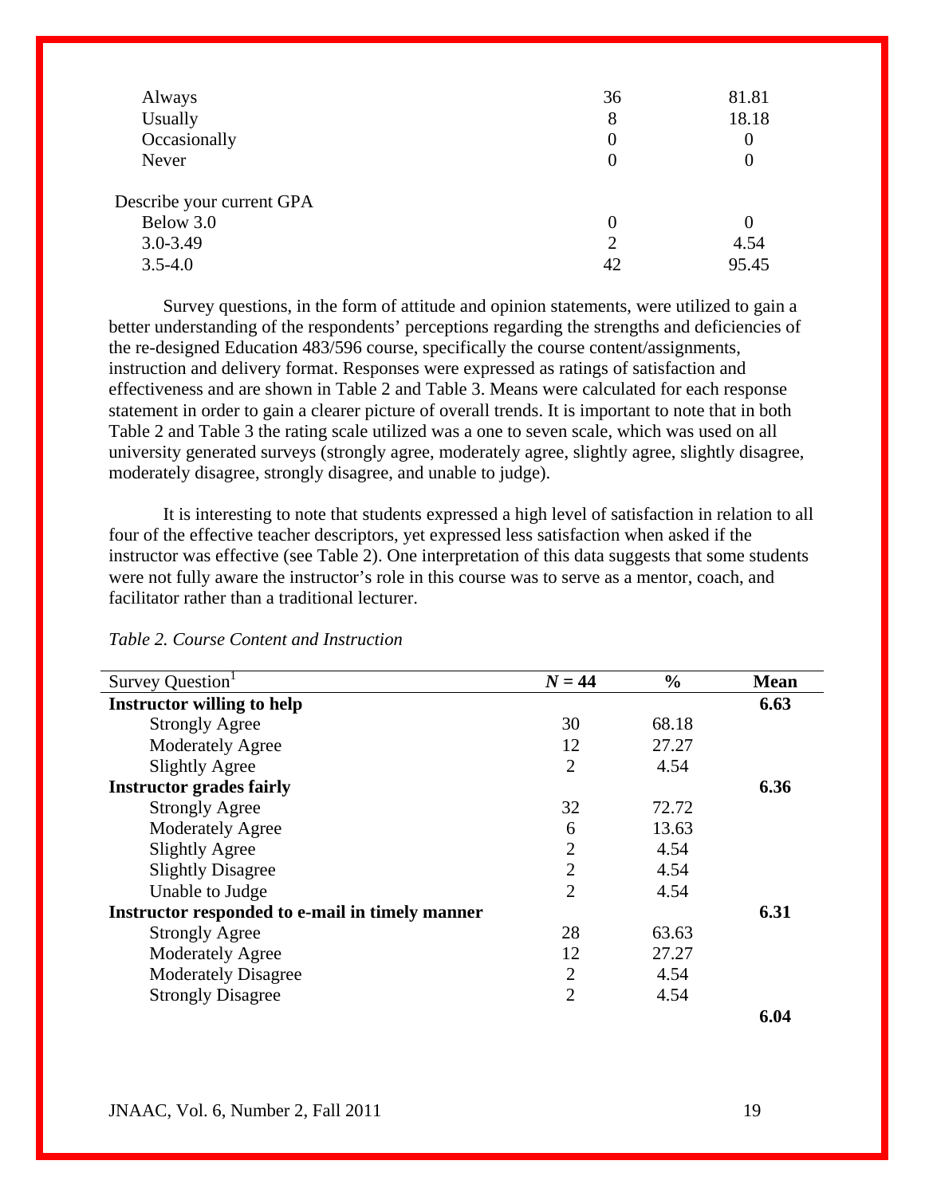| | | |
|---|---|---|
| Always | 36 | 81.81 |
| Usually | 8 | 18.18 |
| Occasionally | 0 | 0 |
| Never | 0 | 0 |
| Describe your current GPA | | |
| Below 3.0 | 0 | 0 |
| 3.0-3.49 | 2 | 4.54 |
| 3.5-4.0 | 42 | 95.45 |

Survey questions, in the form of attitude and opinion statements, were utilized to gain a better understanding of the respondents' perceptions regarding the strengths and deficiencies of the re-designed Education 483/596 course, specifically the course content/assignments, instruction and delivery format. Responses were expressed as ratings of satisfaction and effectiveness and are shown in Table 2 and Table 3. Means were calculated for each response statement in order to gain a clearer picture of overall trends. It is important to note that in both Table 2 and Table 3 the rating scale utilized was a one to seven scale, which was used on all university generated surveys (strongly agree, moderately agree, slightly agree, slightly disagree, moderately disagree, strongly disagree, and unable to judge).

It is interesting to note that students expressed a high level of satisfaction in relation to all four of the effective teacher descriptors, yet expressed less satisfaction when asked if the instructor was effective (see Table 2). One interpretation of this data suggests that some students were not fully aware the instructor's role in this course was to serve as a mentor, coach, and facilitator rather than a traditional lecturer.

*Table 2. Course Content and Instruction*

| Survey Question[1] | $N = 44$ | % | Mean |
|---|---|---|---|
| **Instructor willing to help** | | | **6.63** |
| Strongly Agree | 30 | 68.18 | |
| Moderately Agree | 12 | 27.27 | |
| Slightly Agree | 2 | 4.54 | |
| **Instructor grades fairly** | | | **6.36** |
| Strongly Agree | 32 | 72.72 | |
| Moderately Agree | 6 | 13.63 | |
| Slightly Agree | 2 | 4.54 | |
| Slightly Disagree | 2 | 4.54 | |
| Unable to Judge | 2 | 4.54 | |
| **Instructor responded to e-mail in timely manner** | | | **6.31** |
| Strongly Agree | 28 | 63.63 | |
| Moderately Agree | 12 | 27.27 | |
| Moderately Disagree | 2 | 4.54 | |
| Strongly Disagree | 2 | 4.54 | |
| | | | **6.04** |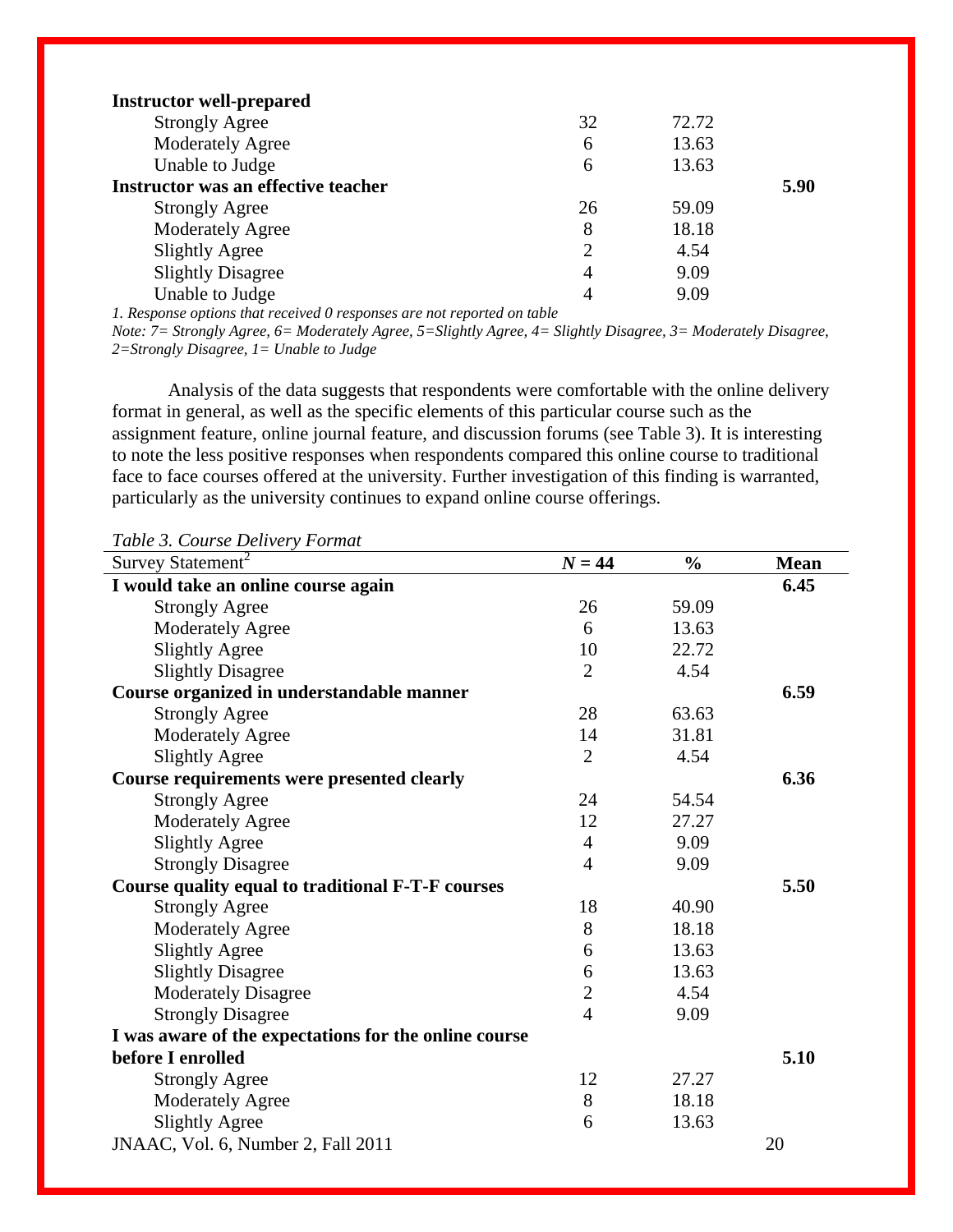| | | | |
|---|---|---|---|
| **Instructor well-prepared** | | | |
| Strongly Agree | 32 | 72.72 | |
| Moderately Agree | 6 | 13.63 | |
| Unable to Judge | 6 | 13.63 | |
| **Instructor was an effective teacher** | | | **5.90** |
| Strongly Agree | 26 | 59.09 | |
| Moderately Agree | 8 | 18.18 | |
| Slightly Agree | 2 | 4.54 | |
| Slightly Disagree | 4 | 9.09 | |
| Unable to Judge | 4 | 9.09 | |

*1. Response options that received 0 responses are not reported on table*

*Note: 7= Strongly Agree, 6= Moderately Agree, 5=Slightly Agree, 4= Slightly Disagree, 3= Moderately Disagree, 2=Strongly Disagree, 1= Unable to Judge*

Analysis of the data suggests that respondents were comfortable with the online delivery format in general, as well as the specific elements of this particular course such as the assignment feature, online journal feature, and discussion forums (see Table 3). It is interesting to note the less positive responses when respondents compared this online course to traditional face to face courses offered at the university. Further investigation of this finding is warranted, particularly as the university continues to expand online course offerings.

*Table 3. Course Delivery Format*

| Survey Statement[2] | *N* = 44 | % | Mean |
|---|---|---|---|
| **I would take an online course again** | | | **6.45** |
| Strongly Agree | 26 | 59.09 | |
| Moderately Agree | 6 | 13.63 | |
| Slightly Agree | 10 | 22.72 | |
| Slightly Disagree | 2 | 4.54 | |
| **Course organized in understandable manner** | | | **6.59** |
| Strongly Agree | 28 | 63.63 | |
| Moderately Agree | 14 | 31.81 | |
| Slightly Agree | 2 | 4.54 | |
| **Course requirements were presented clearly** | | | **6.36** |
| Strongly Agree | 24 | 54.54 | |
| Moderately Agree | 12 | 27.27 | |
| Slightly Agree | 4 | 9.09 | |
| Strongly Disagree | 4 | 9.09 | |
| **Course quality equal to traditional F-T-F courses** | | | **5.50** |
| Strongly Agree | 18 | 40.90 | |
| Moderately Agree | 8 | 18.18 | |
| Slightly Agree | 6 | 13.63 | |
| Slightly Disagree | 6 | 13.63 | |
| Moderately Disagree | 2 | 4.54 | |
| Strongly Disagree | 4 | 9.09 | |
| **I was aware of the expectations for the online course before I enrolled** | | | **5.10** |
| Strongly Agree | 12 | 27.27 | |
| Moderately Agree | 8 | 18.18 | |
| Slightly Agree | 6 | 13.63 | |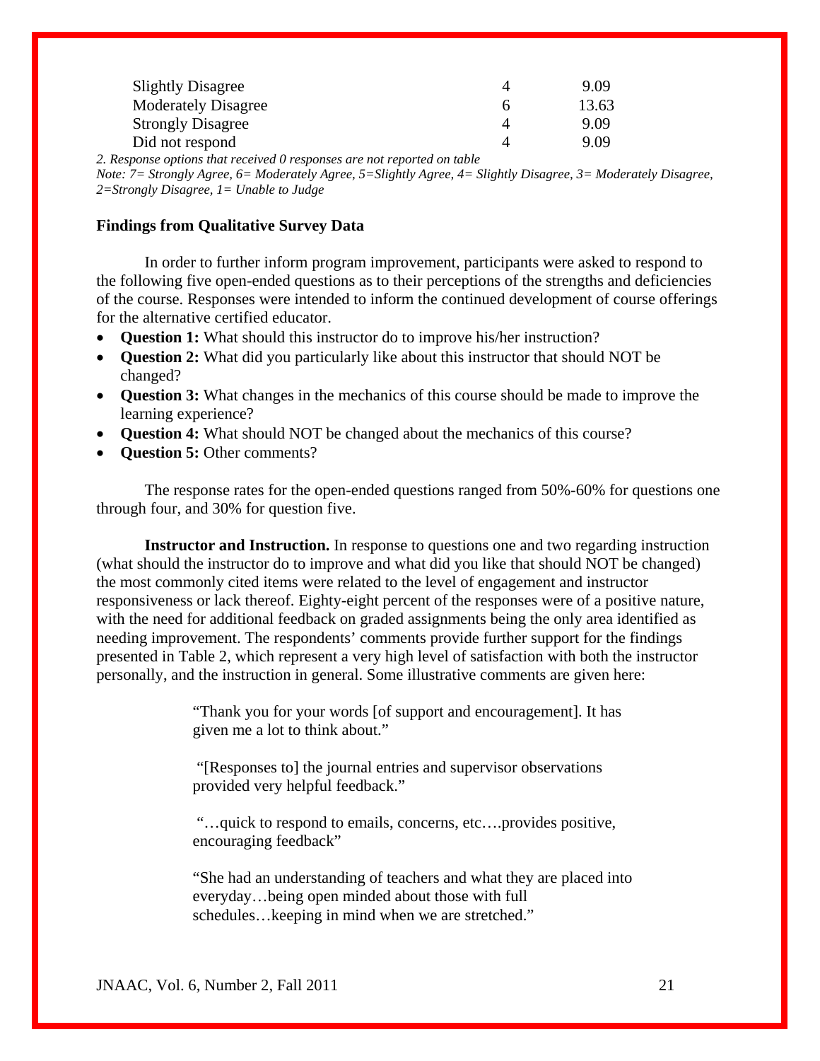| | | |
|---|---|---|
| Slightly Disagree | 4 | 9.09 |
| Moderately Disagree | 6 | 13.63 |
| Strongly Disagree | 4 | 9.09 |
| Did not respond | 4 | 9.09 |

*2. Response options that received 0 responses are not reported on table*

*Note: 7= Strongly Agree, 6= Moderately Agree, 5=Slightly Agree, 4= Slightly Disagree, 3= Moderately Disagree, 2=Strongly Disagree, 1= Unable to Judge*

### Findings from Qualitative Survey Data

In order to further inform program improvement, participants were asked to respond to the following five open-ended questions as to their perceptions of the strengths and deficiencies of the course. Responses were intended to inform the continued development of course offerings for the alternative certified educator.

- **Question 1:** What should this instructor do to improve his/her instruction?
- **Question 2:** What did you particularly like about this instructor that should NOT be changed?
- **Question 3:** What changes in the mechanics of this course should be made to improve the learning experience?
- **Question 4:** What should NOT be changed about the mechanics of this course?
- **Question 5:** Other comments?

The response rates for the open-ended questions ranged from 50%-60% for questions one through four, and 30% for question five.

**Instructor and Instruction.** In response to questions one and two regarding instruction (what should the instructor do to improve and what did you like that should NOT be changed) the most commonly cited items were related to the level of engagement and instructor responsiveness or lack thereof. Eighty-eight percent of the responses were of a positive nature, with the need for additional feedback on graded assignments being the only area identified as needing improvement. The respondents' comments provide further support for the findings presented in Table 2, which represent a very high level of satisfaction with both the instructor personally, and the instruction in general. Some illustrative comments are given here:

> "Thank you for your words [of support and encouragement]. It has given me a lot to think about."
>
> "[Responses to] the journal entries and supervisor observations provided very helpful feedback."
>
> "…quick to respond to emails, concerns, etc….provides positive, encouraging feedback"
>
> "She had an understanding of teachers and what they are placed into everyday…being open minded about those with full schedules…keeping in mind when we are stretched."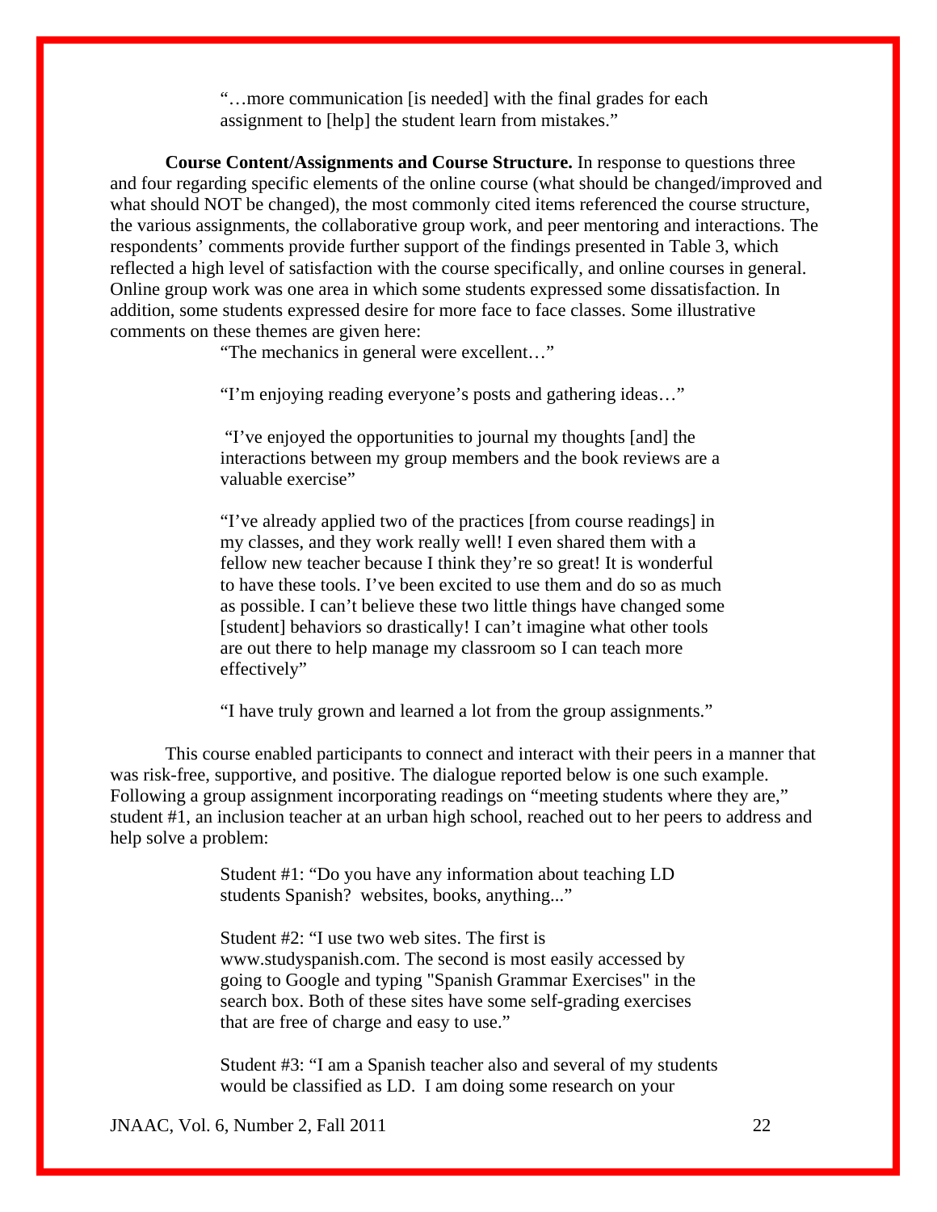> "…more communication [is needed] with the final grades for each assignment to [help] the student learn from mistakes."

**Course Content/Assignments and Course Structure.** In response to questions three and four regarding specific elements of the online course (what should be changed/improved and what should NOT be changed), the most commonly cited items referenced the course structure, the various assignments, the collaborative group work, and peer mentoring and interactions. The respondents' comments provide further support of the findings presented in Table 3, which reflected a high level of satisfaction with the course specifically, and online courses in general. Online group work was one area in which some students expressed some dissatisfaction. In addition, some students expressed desire for more face to face classes. Some illustrative comments on these themes are given here:

> "The mechanics in general were excellent…"

> "I'm enjoying reading everyone's posts and gathering ideas…"

> "I've enjoyed the opportunities to journal my thoughts [and] the interactions between my group members and the book reviews are a valuable exercise"

> "I've already applied two of the practices [from course readings] in my classes, and they work really well! I even shared them with a fellow new teacher because I think they're so great! It is wonderful to have these tools. I've been excited to use them and do so as much as possible. I can't believe these two little things have changed some [student] behaviors so drastically! I can't imagine what other tools are out there to help manage my classroom so I can teach more effectively"

> "I have truly grown and learned a lot from the group assignments."

This course enabled participants to connect and interact with their peers in a manner that was risk-free, supportive, and positive. The dialogue reported below is one such example. Following a group assignment incorporating readings on "meeting students where they are," student #1, an inclusion teacher at an urban high school, reached out to her peers to address and help solve a problem:

> Student #1: "Do you have any information about teaching LD students Spanish? websites, books, anything..."

> Student #2: "I use two web sites. The first is www.studyspanish.com. The second is most easily accessed by going to Google and typing "Spanish Grammar Exercises" in the search box. Both of these sites have some self-grading exercises that are free of charge and easy to use."

> Student #3: "I am a Spanish teacher also and several of my students would be classified as LD. I am doing some research on your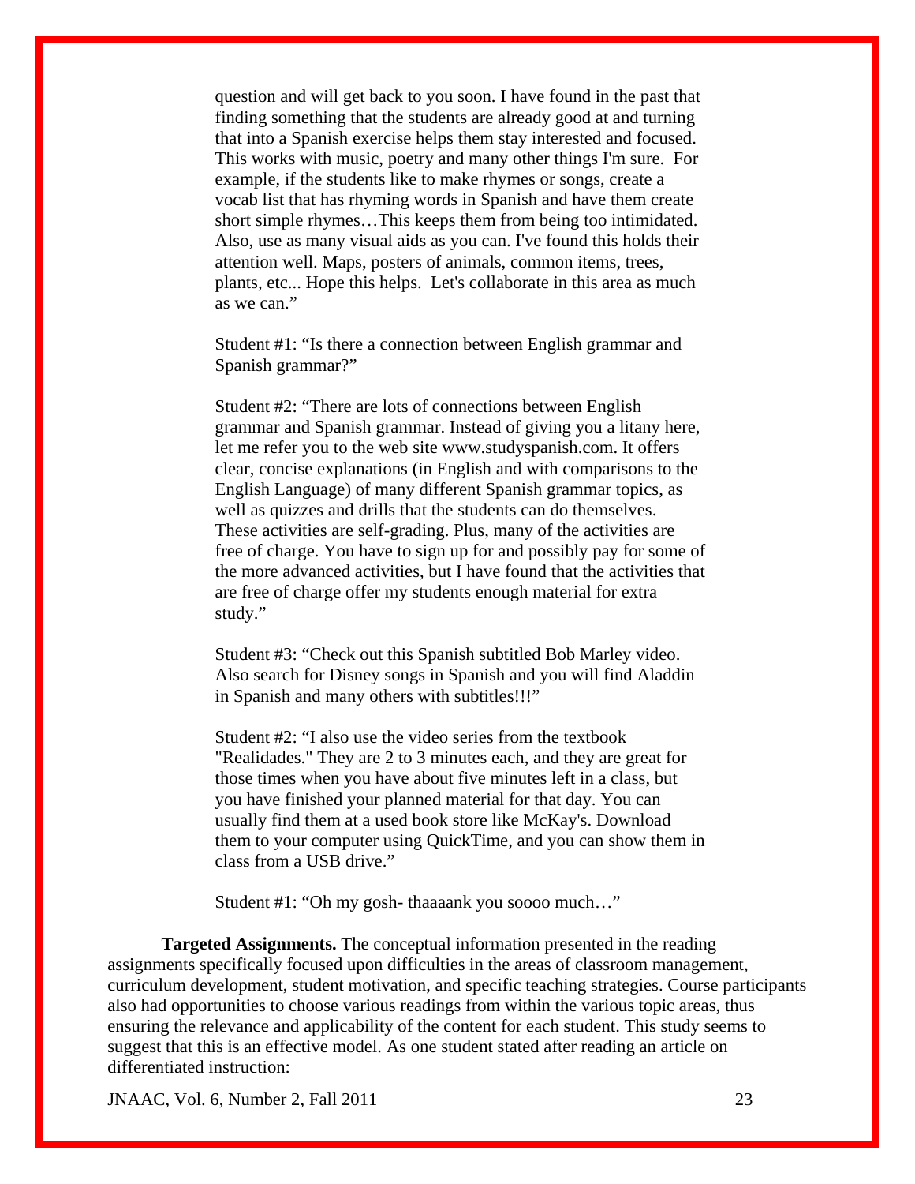question and will get back to you soon. I have found in the past that finding something that the students are already good at and turning that into a Spanish exercise helps them stay interested and focused. This works with music, poetry and many other things I'm sure. For example, if the students like to make rhymes or songs, create a vocab list that has rhyming words in Spanish and have them create short simple rhymes…This keeps them from being too intimidated. Also, use as many visual aids as you can. I've found this holds their attention well. Maps, posters of animals, common items, trees, plants, etc... Hope this helps. Let's collaborate in this area as much as we can."

> Student #1: "Is there a connection between English grammar and Spanish grammar?"
>
> Student #2: "There are lots of connections between English grammar and Spanish grammar. Instead of giving you a litany here, let me refer you to the web site www.studyspanish.com. It offers clear, concise explanations (in English and with comparisons to the English Language) of many different Spanish grammar topics, as well as quizzes and drills that the students can do themselves. These activities are self-grading. Plus, many of the activities are free of charge. You have to sign up for and possibly pay for some of the more advanced activities, but I have found that the activities that are free of charge offer my students enough material for extra study."
>
> Student #3: "Check out this Spanish subtitled Bob Marley video. Also search for Disney songs in Spanish and you will find Aladdin in Spanish and many others with subtitles!!!"
>
> Student #2: "I also use the video series from the textbook "Realidades." They are 2 to 3 minutes each, and they are great for those times when you have about five minutes left in a class, but you have finished your planned material for that day. You can usually find them at a used book store like McKay's. Download them to your computer using QuickTime, and you can show them in class from a USB drive."
>
> Student #1: "Oh my gosh- thaaaank you soooo much…"

**Targeted Assignments.** The conceptual information presented in the reading assignments specifically focused upon difficulties in the areas of classroom management, curriculum development, student motivation, and specific teaching strategies. Course participants also had opportunities to choose various readings from within the various topic areas, thus ensuring the relevance and applicability of the content for each student. This study seems to suggest that this is an effective model. As one student stated after reading an article on differentiated instruction: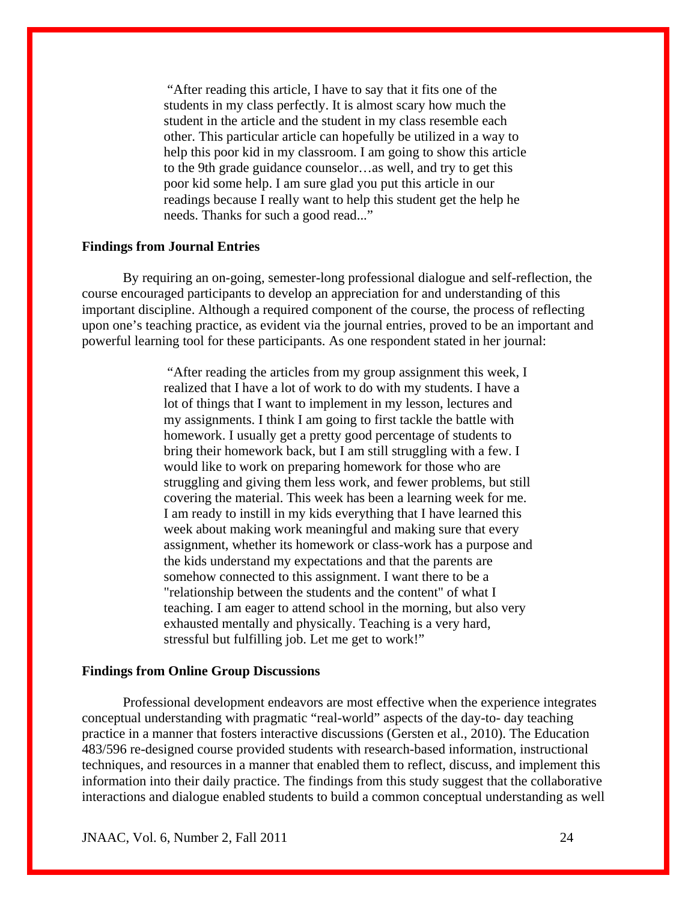> "After reading this article, I have to say that it fits one of the students in my class perfectly. It is almost scary how much the student in the article and the student in my class resemble each other. This particular article can hopefully be utilized in a way to help this poor kid in my classroom. I am going to show this article to the 9th grade guidance counselor…as well, and try to get this poor kid some help. I am sure glad you put this article in our readings because I really want to help this student get the help he needs. Thanks for such a good read..."

**Findings from Journal Entries**

By requiring an on-going, semester-long professional dialogue and self-reflection, the course encouraged participants to develop an appreciation for and understanding of this important discipline. Although a required component of the course, the process of reflecting upon one's teaching practice, as evident via the journal entries, proved to be an important and powerful learning tool for these participants. As one respondent stated in her journal:

> "After reading the articles from my group assignment this week, I realized that I have a lot of work to do with my students. I have a lot of things that I want to implement in my lesson, lectures and my assignments. I think I am going to first tackle the battle with homework. I usually get a pretty good percentage of students to bring their homework back, but I am still struggling with a few. I would like to work on preparing homework for those who are struggling and giving them less work, and fewer problems, but still covering the material. This week has been a learning week for me. I am ready to instill in my kids everything that I have learned this week about making work meaningful and making sure that every assignment, whether its homework or class-work has a purpose and the kids understand my expectations and that the parents are somehow connected to this assignment. I want there to be a "relationship between the students and the content" of what I teaching. I am eager to attend school in the morning, but also very exhausted mentally and physically. Teaching is a very hard, stressful but fulfilling job. Let me get to work!"

**Findings from Online Group Discussions**

Professional development endeavors are most effective when the experience integrates conceptual understanding with pragmatic "real-world" aspects of the day-to- day teaching practice in a manner that fosters interactive discussions (Gersten et al., 2010). The Education 483/596 re-designed course provided students with research-based information, instructional techniques, and resources in a manner that enabled them to reflect, discuss, and implement this information into their daily practice. The findings from this study suggest that the collaborative interactions and dialogue enabled students to build a common conceptual understanding as well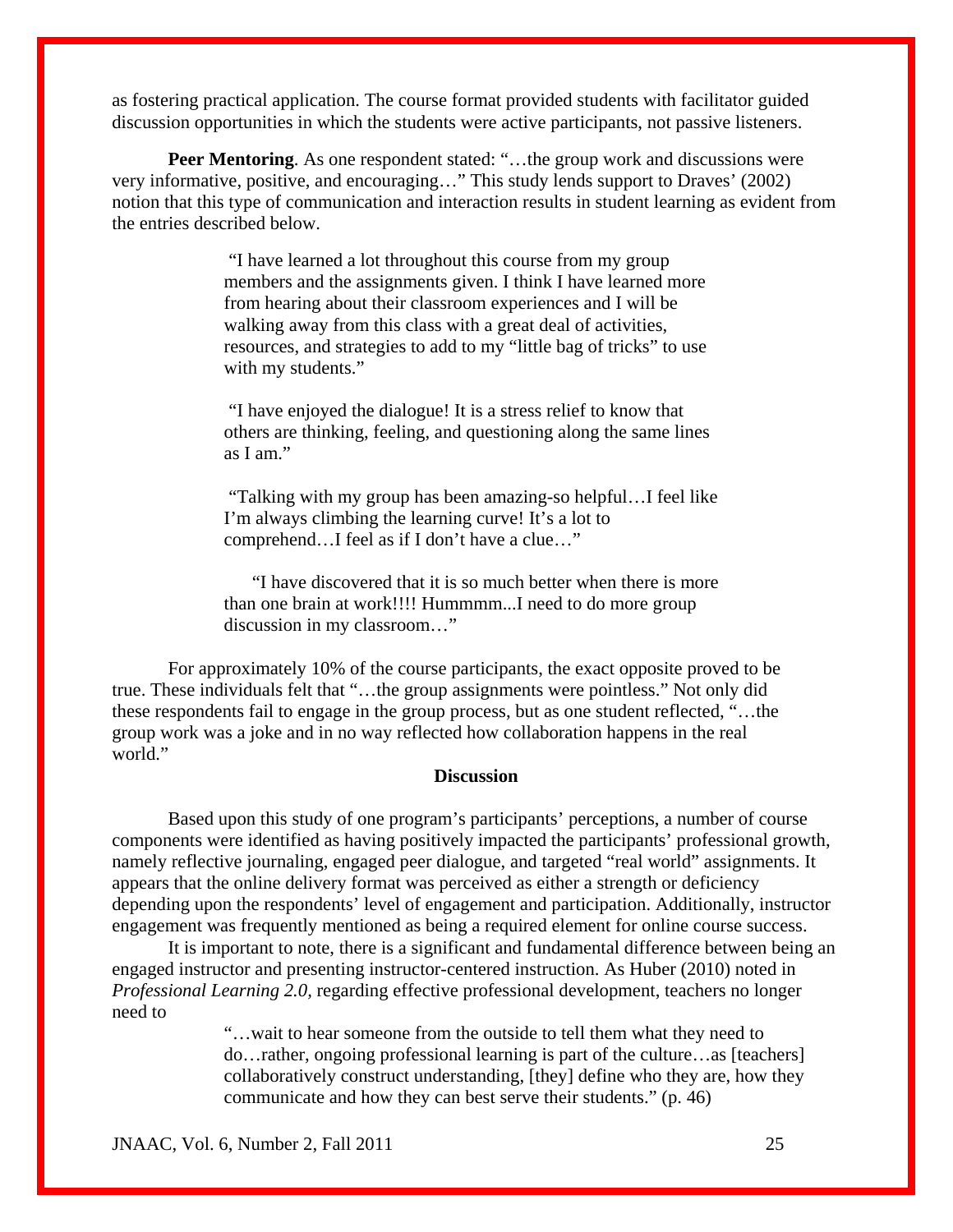as fostering practical application. The course format provided students with facilitator guided discussion opportunities in which the students were active participants, not passive listeners.

**Peer Mentoring**. As one respondent stated: "…the group work and discussions were very informative, positive, and encouraging…" This study lends support to Draves' (2002) notion that this type of communication and interaction results in student learning as evident from the entries described below.

> "I have learned a lot throughout this course from my group members and the assignments given. I think I have learned more from hearing about their classroom experiences and I will be walking away from this class with a great deal of activities, resources, and strategies to add to my "little bag of tricks" to use with my students."
>
> "I have enjoyed the dialogue! It is a stress relief to know that others are thinking, feeling, and questioning along the same lines as I am."
>
> "Talking with my group has been amazing-so helpful…I feel like I'm always climbing the learning curve! It's a lot to comprehend…I feel as if I don't have a clue…"
>
> "I have discovered that it is so much better when there is more than one brain at work!!!! Hummmm...I need to do more group discussion in my classroom…"

For approximately 10% of the course participants, the exact opposite proved to be true. These individuals felt that "…the group assignments were pointless." Not only did these respondents fail to engage in the group process, but as one student reflected, "…the group work was a joke and in no way reflected how collaboration happens in the real world."

## Discussion

Based upon this study of one program's participants' perceptions, a number of course components were identified as having positively impacted the participants' professional growth, namely reflective journaling, engaged peer dialogue, and targeted "real world" assignments. It appears that the online delivery format was perceived as either a strength or deficiency depending upon the respondents' level of engagement and participation. Additionally, instructor engagement was frequently mentioned as being a required element for online course success.

It is important to note, there is a significant and fundamental difference between being an engaged instructor and presenting instructor-centered instruction. As Huber (2010) noted in *Professional Learning 2.0,* regarding effective professional development, teachers no longer need to

> "…wait to hear someone from the outside to tell them what they need to do…rather, ongoing professional learning is part of the culture…as [teachers] collaboratively construct understanding, [they] define who they are, how they communicate and how they can best serve their students." (p. 46)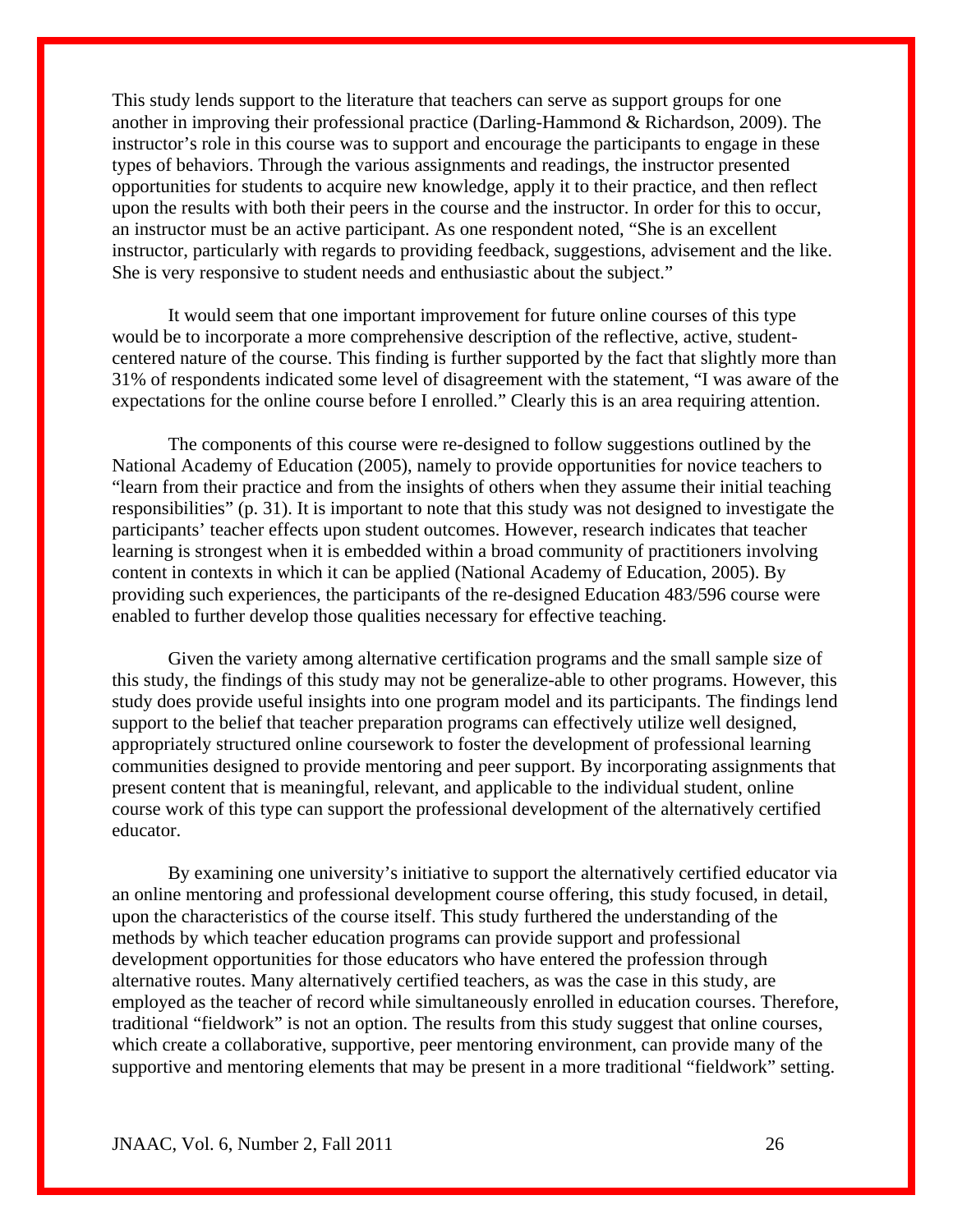This study lends support to the literature that teachers can serve as support groups for one another in improving their professional practice (Darling-Hammond & Richardson, 2009). The instructor's role in this course was to support and encourage the participants to engage in these types of behaviors. Through the various assignments and readings, the instructor presented opportunities for students to acquire new knowledge, apply it to their practice, and then reflect upon the results with both their peers in the course and the instructor. In order for this to occur, an instructor must be an active participant. As one respondent noted, "She is an excellent instructor, particularly with regards to providing feedback, suggestions, advisement and the like. She is very responsive to student needs and enthusiastic about the subject."

It would seem that one important improvement for future online courses of this type would be to incorporate a more comprehensive description of the reflective, active, student-centered nature of the course. This finding is further supported by the fact that slightly more than 31% of respondents indicated some level of disagreement with the statement, "I was aware of the expectations for the online course before I enrolled." Clearly this is an area requiring attention.

The components of this course were re-designed to follow suggestions outlined by the National Academy of Education (2005), namely to provide opportunities for novice teachers to "learn from their practice and from the insights of others when they assume their initial teaching responsibilities" (p. 31). It is important to note that this study was not designed to investigate the participants' teacher effects upon student outcomes. However, research indicates that teacher learning is strongest when it is embedded within a broad community of practitioners involving content in contexts in which it can be applied (National Academy of Education, 2005). By providing such experiences, the participants of the re-designed Education 483/596 course were enabled to further develop those qualities necessary for effective teaching.

Given the variety among alternative certification programs and the small sample size of this study, the findings of this study may not be generalize-able to other programs. However, this study does provide useful insights into one program model and its participants. The findings lend support to the belief that teacher preparation programs can effectively utilize well designed, appropriately structured online coursework to foster the development of professional learning communities designed to provide mentoring and peer support. By incorporating assignments that present content that is meaningful, relevant, and applicable to the individual student, online course work of this type can support the professional development of the alternatively certified educator.

By examining one university's initiative to support the alternatively certified educator via an online mentoring and professional development course offering, this study focused, in detail, upon the characteristics of the course itself. This study furthered the understanding of the methods by which teacher education programs can provide support and professional development opportunities for those educators who have entered the profession through alternative routes. Many alternatively certified teachers, as was the case in this study, are employed as the teacher of record while simultaneously enrolled in education courses. Therefore, traditional "fieldwork" is not an option. The results from this study suggest that online courses, which create a collaborative, supportive, peer mentoring environment, can provide many of the supportive and mentoring elements that may be present in a more traditional "fieldwork" setting.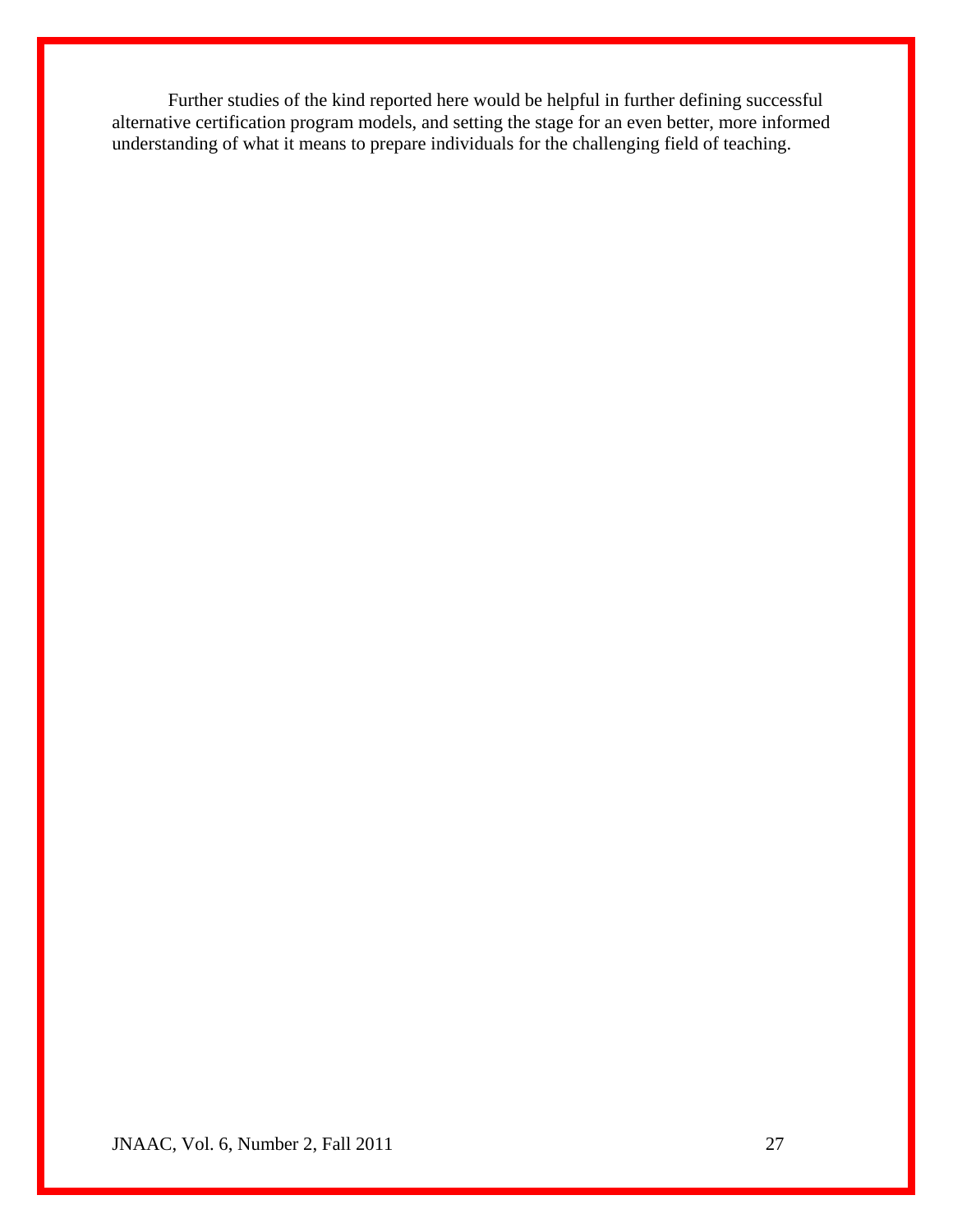Further studies of the kind reported here would be helpful in further defining successful alternative certification program models, and setting the stage for an even better, more informed understanding of what it means to prepare individuals for the challenging field of teaching.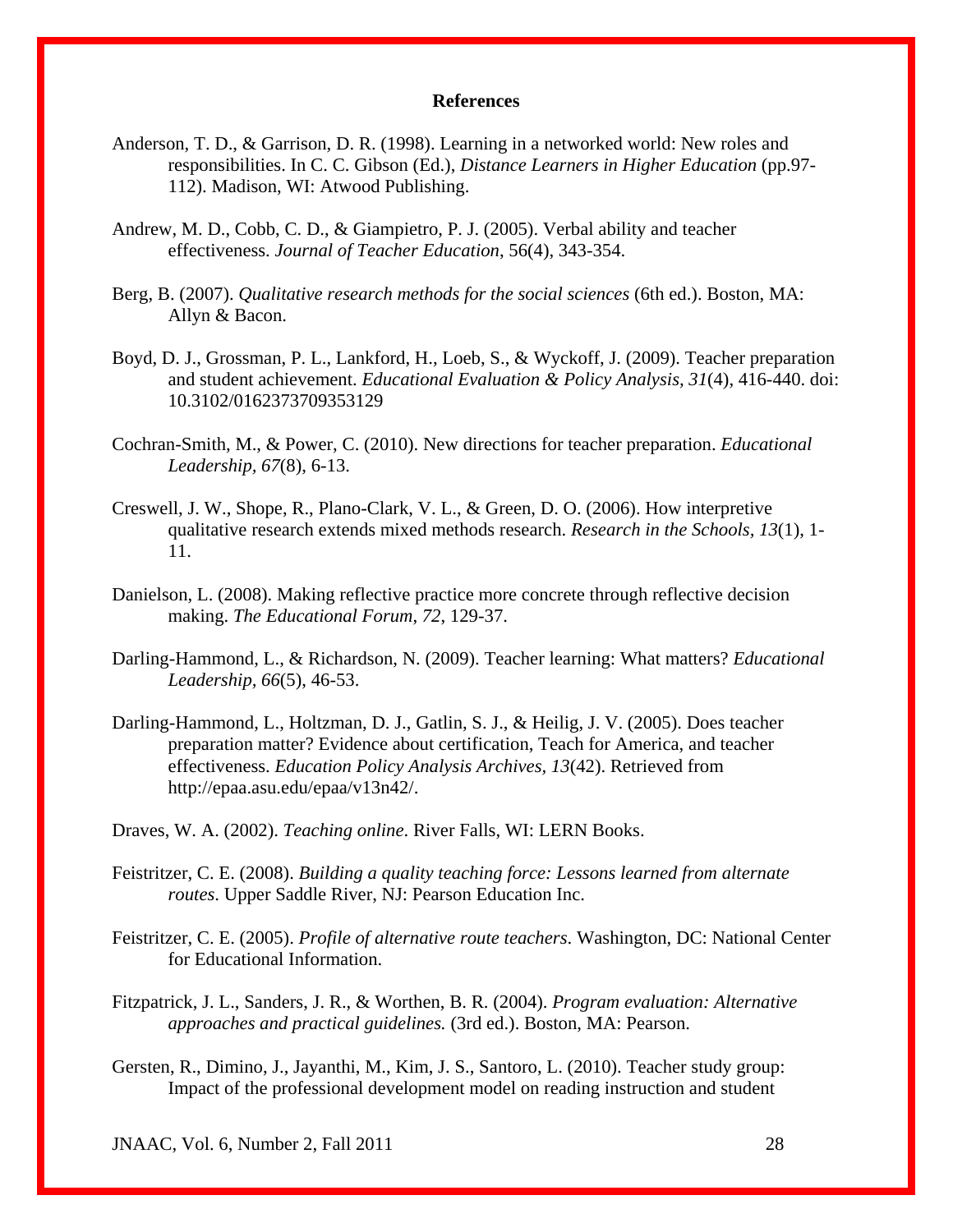**References**

Anderson, T. D., & Garrison, D. R. (1998). Learning in a networked world: New roles and responsibilities. In C. C. Gibson (Ed.), *Distance Learners in Higher Education* (pp.97-112). Madison, WI: Atwood Publishing.

Andrew, M. D., Cobb, C. D., & Giampietro, P. J. (2005). Verbal ability and teacher effectiveness. *Journal of Teacher Education*, 56(4), 343-354.

Berg, B. (2007). *Qualitative research methods for the social sciences* (6th ed.). Boston, MA: Allyn & Bacon.

Boyd, D. J., Grossman, P. L., Lankford, H., Loeb, S., & Wyckoff, J. (2009). Teacher preparation and student achievement. *Educational Evaluation & Policy Analysis, 31*(4), 416-440. doi: 10.3102/0162373709353129

Cochran-Smith, M., & Power, C. (2010). New directions for teacher preparation. *Educational Leadership, 67*(8), 6-13.

Creswell, J. W., Shope, R., Plano-Clark, V. L., & Green, D. O. (2006). How interpretive qualitative research extends mixed methods research. *Research in the Schools, 13*(1), 1-11.

Danielson, L. (2008). Making reflective practice more concrete through reflective decision making. *The Educational Forum, 72*, 129-37.

Darling-Hammond, L., & Richardson, N. (2009). Teacher learning: What matters? *Educational Leadership, 66*(5), 46-53.

Darling-Hammond, L., Holtzman, D. J., Gatlin, S. J., & Heilig, J. V. (2005). Does teacher preparation matter? Evidence about certification, Teach for America, and teacher effectiveness. *Education Policy Analysis Archives, 13*(42). Retrieved from http://epaa.asu.edu/epaa/v13n42/.

Draves, W. A. (2002). *Teaching online*. River Falls, WI: LERN Books.

Feistritzer, C. E. (2008). *Building a quality teaching force: Lessons learned from alternate routes*. Upper Saddle River, NJ: Pearson Education Inc.

Feistritzer, C. E. (2005). *Profile of alternative route teachers*. Washington, DC: National Center for Educational Information.

Fitzpatrick, J. L., Sanders, J. R., & Worthen, B. R. (2004). *Program evaluation: Alternative approaches and practical guidelines.* (3rd ed.). Boston, MA: Pearson.

Gersten, R., Dimino, J., Jayanthi, M., Kim, J. S., Santoro, L. (2010). Teacher study group: Impact of the professional development model on reading instruction and student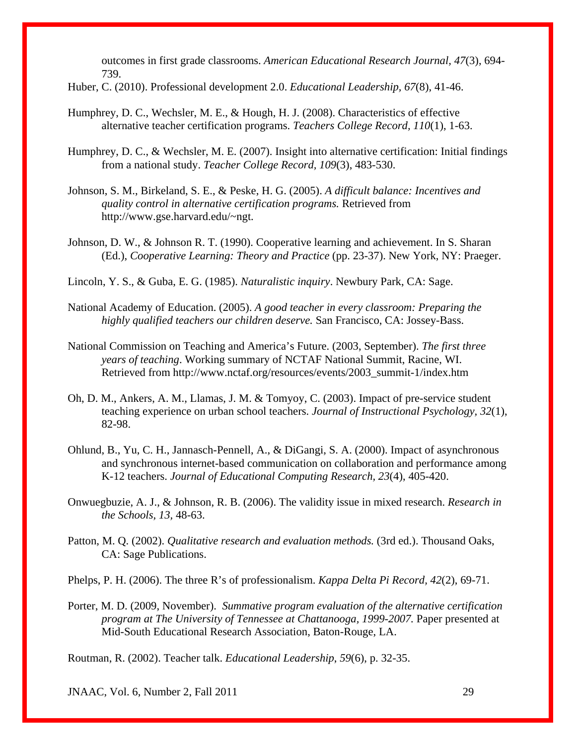outcomes in first grade classrooms. *American Educational Research Journal*, *47*(3), 694-739.

Huber, C. (2010). Professional development 2.0. *Educational Leadership, 67*(8), 41-46.

Humphrey, D. C., Wechsler, M. E., & Hough, H. J. (2008). Characteristics of effective alternative teacher certification programs. *Teachers College Record, 110*(1), 1-63.

Humphrey, D. C., & Wechsler, M. E. (2007). Insight into alternative certification: Initial findings from a national study. *Teacher College Record*, *109*(3), 483-530.

Johnson, S. M., Birkeland, S. E., & Peske, H. G. (2005). *A difficult balance: Incentives and quality control in alternative certification programs.* Retrieved from http://www.gse.harvard.edu/~ngt.

Johnson, D. W., & Johnson R. T. (1990). Cooperative learning and achievement. In S. Sharan (Ed.), *Cooperative Learning: Theory and Practice* (pp. 23-37). New York, NY: Praeger.

Lincoln, Y. S., & Guba, E. G. (1985). *Naturalistic inquiry*. Newbury Park, CA: Sage.

National Academy of Education. (2005). *A good teacher in every classroom: Preparing the highly qualified teachers our children deserve.* San Francisco, CA: Jossey-Bass.

National Commission on Teaching and America's Future. (2003, September). *The first three years of teaching*. Working summary of NCTAF National Summit, Racine, WI. Retrieved from http://www.nctaf.org/resources/events/2003_summit-1/index.htm

Oh, D. M., Ankers, A. M., Llamas, J. M. & Tomyoy, C. (2003). Impact of pre-service student teaching experience on urban school teachers. *Journal of Instructional Psychology, 32*(1), 82-98.

Ohlund, B., Yu, C. H., Jannasch-Pennell, A., & DiGangi, S. A. (2000). Impact of asynchronous and synchronous internet-based communication on collaboration and performance among K-12 teachers. *Journal of Educational Computing Research, 23*(4), 405-420.

Onwuegbuzie, A. J., & Johnson, R. B. (2006). The validity issue in mixed research. *Research in the Schools*, *13*, 48-63.

Patton, M. Q. (2002). *Qualitative research and evaluation methods.* (3rd ed.). Thousand Oaks, CA: Sage Publications.

Phelps, P. H. (2006). The three R's of professionalism. *Kappa Delta Pi Record*, *42*(2), 69-71.

Porter, M. D. (2009, November). *Summative program evaluation of the alternative certification program at The University of Tennessee at Chattanooga, 1999-2007.* Paper presented at Mid-South Educational Research Association, Baton-Rouge, LA.

Routman, R. (2002). Teacher talk. *Educational Leadership*, *59*(6), p. 32-35.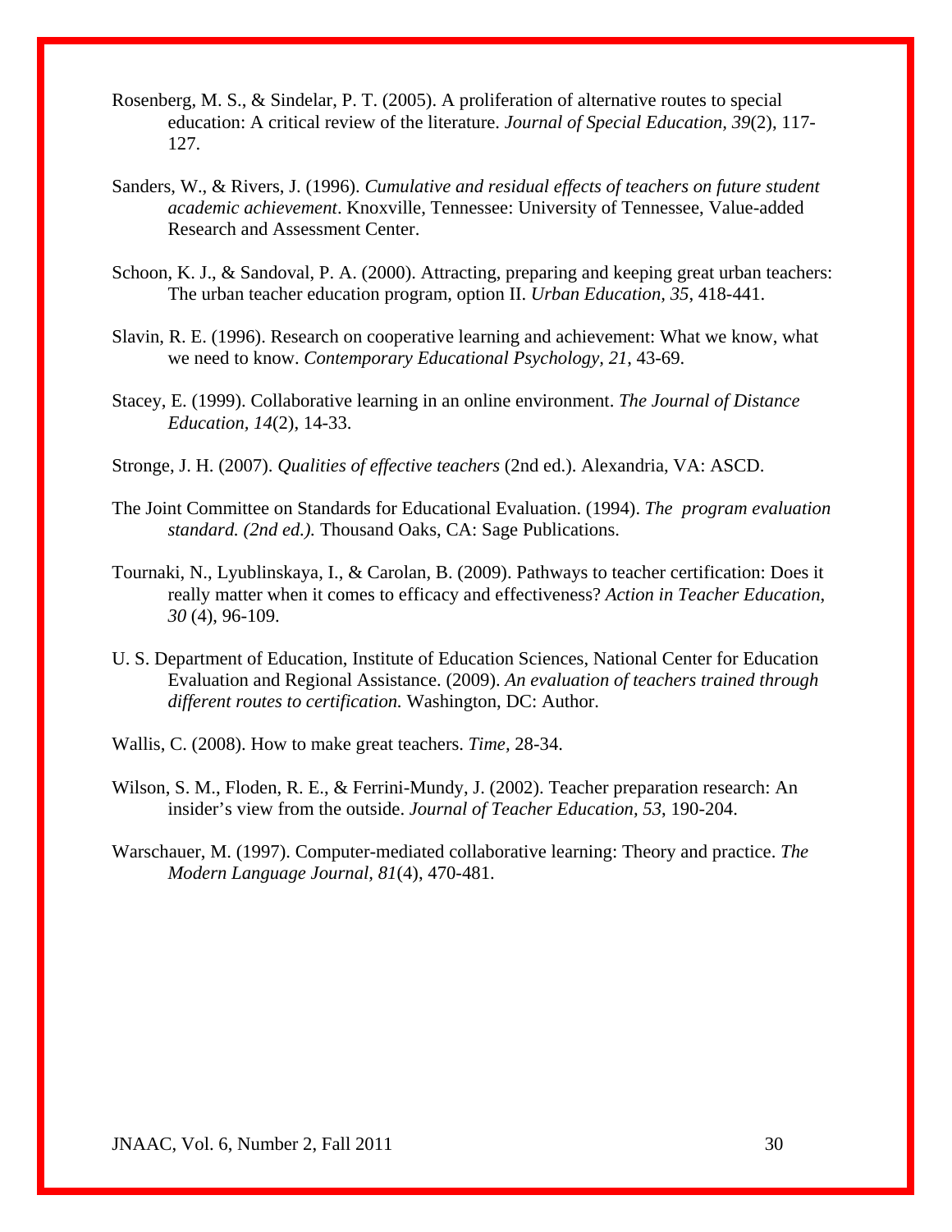Rosenberg, M. S., & Sindelar, P. T. (2005). A proliferation of alternative routes to special education: A critical review of the literature. *Journal of Special Education, 39*(2), 117-127.

Sanders, W., & Rivers, J. (1996). *Cumulative and residual effects of teachers on future student academic achievement*. Knoxville, Tennessee: University of Tennessee, Value-added Research and Assessment Center.

Schoon, K. J., & Sandoval, P. A. (2000). Attracting, preparing and keeping great urban teachers: The urban teacher education program, option II. *Urban Education, 35*, 418-441.

Slavin, R. E. (1996). Research on cooperative learning and achievement: What we know, what we need to know. *Contemporary Educational Psychology, 21*, 43-69.

Stacey, E. (1999). Collaborative learning in an online environment. *The Journal of Distance Education, 14*(2), 14-33.

Stronge, J. H. (2007). *Qualities of effective teachers* (2nd ed.). Alexandria, VA: ASCD.

The Joint Committee on Standards for Educational Evaluation. (1994). *The program evaluation standard. (2nd ed.).* Thousand Oaks, CA: Sage Publications.

Tournaki, N., Lyublinskaya, I., & Carolan, B. (2009). Pathways to teacher certification: Does it really matter when it comes to efficacy and effectiveness? *Action in Teacher Education, 30* (4), 96-109.

U. S. Department of Education, Institute of Education Sciences, National Center for Education Evaluation and Regional Assistance. (2009). *An evaluation of teachers trained through different routes to certification.* Washington, DC: Author.

Wallis, C. (2008). How to make great teachers. *Time*, 28-34.

Wilson, S. M., Floden, R. E., & Ferrini-Mundy, J. (2002). Teacher preparation research: An insider's view from the outside. *Journal of Teacher Education, 53*, 190-204.

Warschauer, M. (1997). Computer-mediated collaborative learning: Theory and practice. *The Modern Language Journal, 81*(4), 470-481.